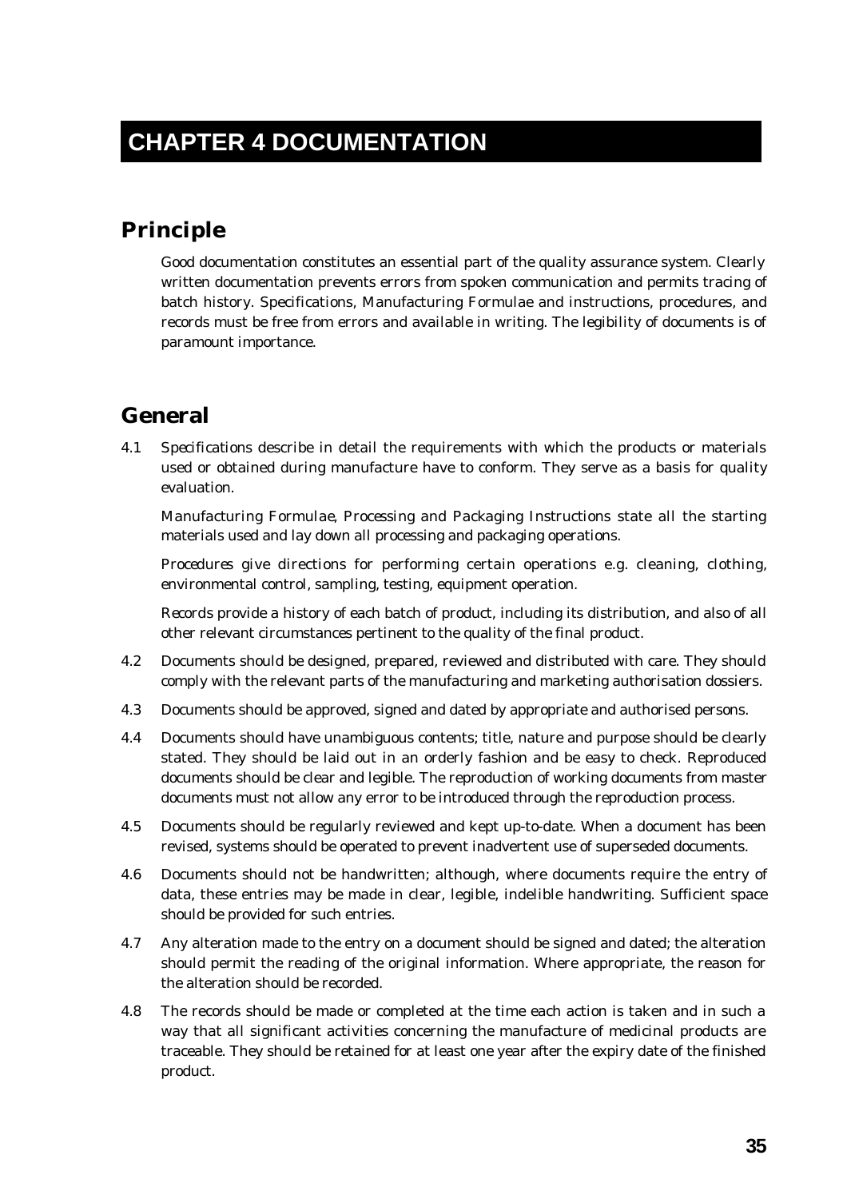# CHAPTER 4 DOCUMENTATION

## Principle

Good documentation constitutes an essential part of the quality assurance system. Clearly written documentation prevents errors from spoken communication and permits tracing of batch history. Specifications, Manufacturing Formulae and instructions, procedures, and records must be free from errors and available in writing. The legibility of documents is of paramount importance.

## General

4.1 *Specifications* describe in detail the requirements with which the products or materials used or obtained during manufacture have to conform. They serve as a basis for quality evaluation.

*Manufacturing Formulae, Processing and Packaging Instructions* state all the starting materials used and lay down all processing and packaging operations.

*Procedures* give directions for performing certain operations e.g. cleaning, clothing, environmental control, sampling, testing, equipment operation.

*Records* provide a history of each batch of product, including its distribution, and also of all other relevant circumstances pertinent to the quality of the final product.

4.2 Documents should be designed, prepared, reviewed and distributed with care. They should comply with the relevant parts of the manufacturing and marketing authorisation dossiers.

4.3 Documents should be approved, signed and dated by appropriate and authorised persons.

4.4 Documents should have unambiguous contents; title, nature and purpose should be clearly stated. They should be laid out in an orderly fashion and be easy to check. Reproduced documents should be clear and legible. The reproduction of working documents from master documents must not allow any error to be introduced through the reproduction process.

4.5 Documents should be regularly reviewed and kept up-to-date. When a document has been revised, systems should be operated to prevent inadvertent use of superseded documents.

4.6 Documents should not be handwritten; although, where documents require the entry of data, these entries may be made in clear, legible, indelible handwriting. Sufficient space should be provided for such entries.

4.7 Any alteration made to the entry on a document should be signed and dated; the alteration should permit the reading of the original information. Where appropriate, the reason for the alteration should be recorded.

4.8 The records should be made or completed at the time each action is taken and in such a way that all significant activities concerning the manufacture of medicinal products are traceable. They should be retained for at least one year after the expiry date of the finished product.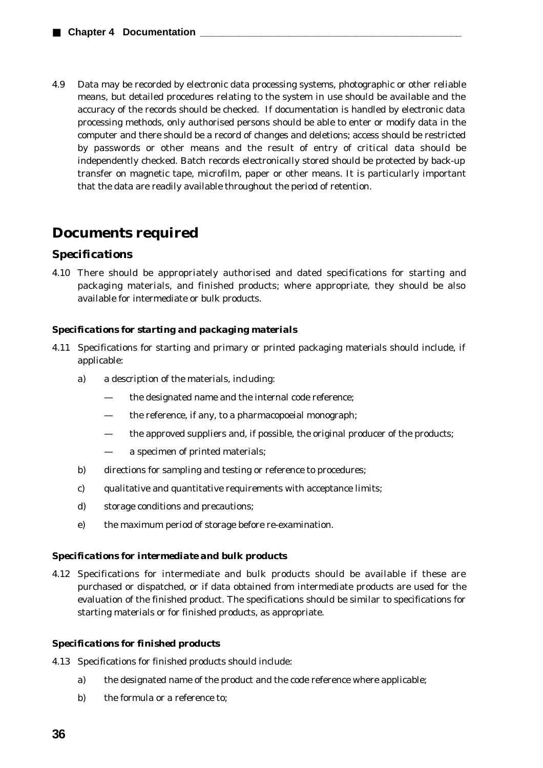4.9 Data may be recorded by electronic data processing systems, photographic or other reliable means, but detailed procedures relating to the system in use should be available and the accuracy of the records should be checked. If documentation is handled by electronic data processing methods, only authorised persons should be able to enter or modify data in the computer and there should be a record of changes and deletions; access should be restricted by passwords or other means and the result of entry of critical data should be independently checked. Batch records electronically stored should be protected by back-up transfer on magnetic tape, microfilm, paper or other means. It is particularly important that the data are readily available throughout the period of retention.

## Documents required

### Specifications

4.10 There should be appropriately authorised and dated specifications for starting and packaging materials, and finished products; where appropriate, they should be also available for intermediate or bulk products.

#### Specifications for starting and packaging materials

4.11 Specifications for starting and primary or printed packaging materials should include, if applicable:

a) a description of the materials, including:

— the designated name and the internal code reference;

— the reference, if any, to a pharmacopoeial monograph;

— the approved suppliers and, if possible, the original producer of the products;

— a specimen of printed materials;

b) directions for sampling and testing or reference to procedures;

c) qualitative and quantitative requirements with acceptance limits;

d) storage conditions and precautions;

e) the maximum period of storage before re-examination.

#### Specifications for intermediate and bulk products

4.12 Specifications for intermediate and bulk products should be available if these are purchased or dispatched, or if data obtained from intermediate products are used for the evaluation of the finished product. The specifications should be similar to specifications for starting materials or for finished products, as appropriate.

#### Specifications for finished products

4.13 Specifications for finished products should include:

a) the designated name of the product and the code reference where applicable;

b) the formula or a reference to;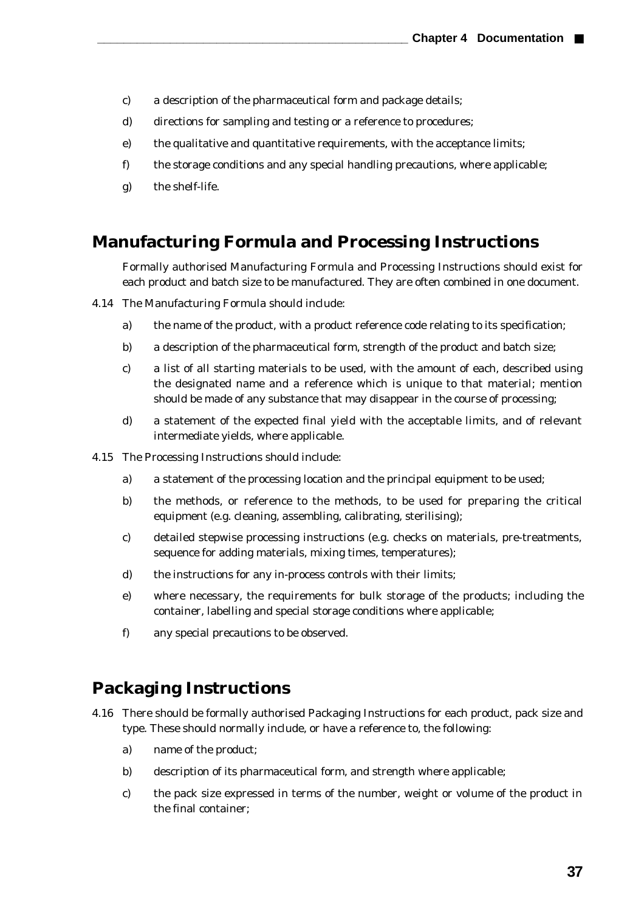c) a description of the pharmaceutical form and package details;

d) directions for sampling and testing or a reference to procedures;

e) the qualitative and quantitative requirements, with the acceptance limits;

f) the storage conditions and any special handling precautions, where applicable;

g) the shelf-life.

## Manufacturing Formula and Processing Instructions

Formally authorised Manufacturing Formula and Processing Instructions should exist for each product and batch size to be manufactured. They are often combined in one document.

4.14 The Manufacturing Formula should include:

a) the name of the product, with a product reference code relating to its specification;

b) a description of the pharmaceutical form, strength of the product and batch size;

c) a list of all starting materials to be used, with the amount of each, described using the designated name and a reference which is unique to that material; mention should be made of any substance that may disappear in the course of processing;

d) a statement of the expected final yield with the acceptable limits, and of relevant intermediate yields, where applicable.

4.15 The Processing Instructions should include:

a) a statement of the processing location and the principal equipment to be used;

b) the methods, or reference to the methods, to be used for preparing the critical equipment (e.g. cleaning, assembling, calibrating, sterilising);

c) detailed stepwise processing instructions (e.g. checks on materials, pre-treatments, sequence for adding materials, mixing times, temperatures);

d) the instructions for any in-process controls with their limits;

e) where necessary, the requirements for bulk storage of the products; including the container, labelling and special storage conditions where applicable;

f) any special precautions to be observed.

## Packaging Instructions

4.16 There should be formally authorised Packaging Instructions for each product, pack size and type. These should normally include, or have a reference to, the following:

a) name of the product;

b) description of its pharmaceutical form, and strength where applicable;

c) the pack size expressed in terms of the number, weight or volume of the product in the final container;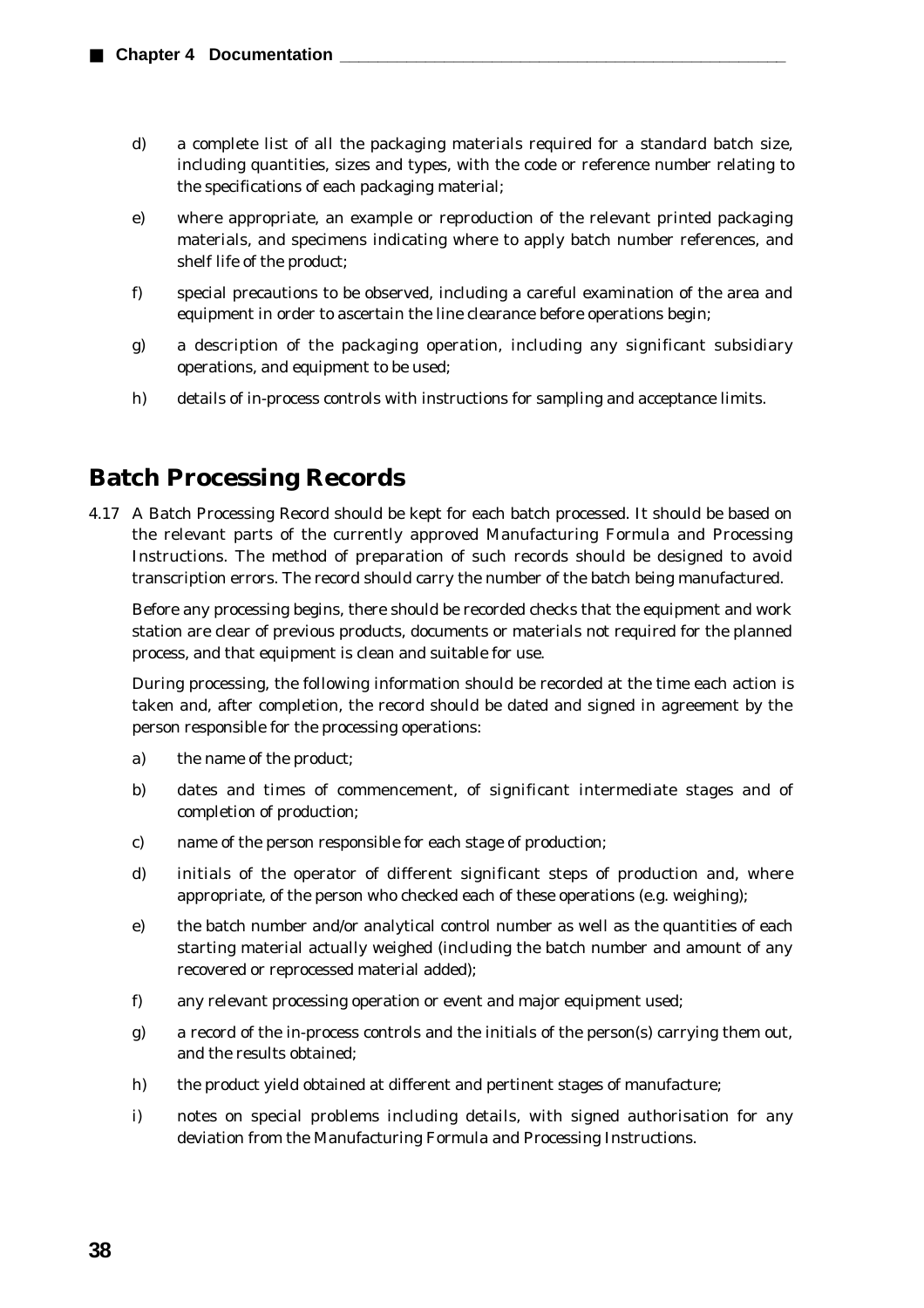d) a complete list of all the packaging materials required for a standard batch size, including quantities, sizes and types, with the code or reference number relating to the specifications of each packaging material;

e) where appropriate, an example or reproduction of the relevant printed packaging materials, and specimens indicating where to apply batch number references, and shelf life of the product;

f) special precautions to be observed, including a careful examination of the area and equipment in order to ascertain the line clearance before operations begin;

g) a description of the packaging operation, including any significant subsidiary operations, and equipment to be used;

h) details of in-process controls with instructions for sampling and acceptance limits.

## Batch Processing Records

4.17 A Batch Processing Record should be kept for each batch processed. It should be based on the relevant parts of the currently approved Manufacturing Formula and Processing Instructions. The method of preparation of such records should be designed to avoid transcription errors. The record should carry the number of the batch being manufactured.

Before any processing begins, there should be recorded checks that the equipment and work station are clear of previous products, documents or materials not required for the planned process, and that equipment is clean and suitable for use.

During processing, the following information should be recorded at the time each action is taken and, after completion, the record should be dated and signed in agreement by the person responsible for the processing operations:

a) the name of the product;

b) dates and times of commencement, of significant intermediate stages and of completion of production;

c) name of the person responsible for each stage of production;

d) initials of the operator of different significant steps of production and, where appropriate, of the person who checked each of these operations (e.g. weighing);

e) the batch number and/or analytical control number as well as the quantities of each starting material actually weighed (including the batch number and amount of any recovered or reprocessed material added);

f) any relevant processing operation or event and major equipment used;

g) a record of the in-process controls and the initials of the person(s) carrying them out, and the results obtained;

h) the product yield obtained at different and pertinent stages of manufacture;

i) notes on special problems including details, with signed authorisation for any deviation from the Manufacturing Formula and Processing Instructions.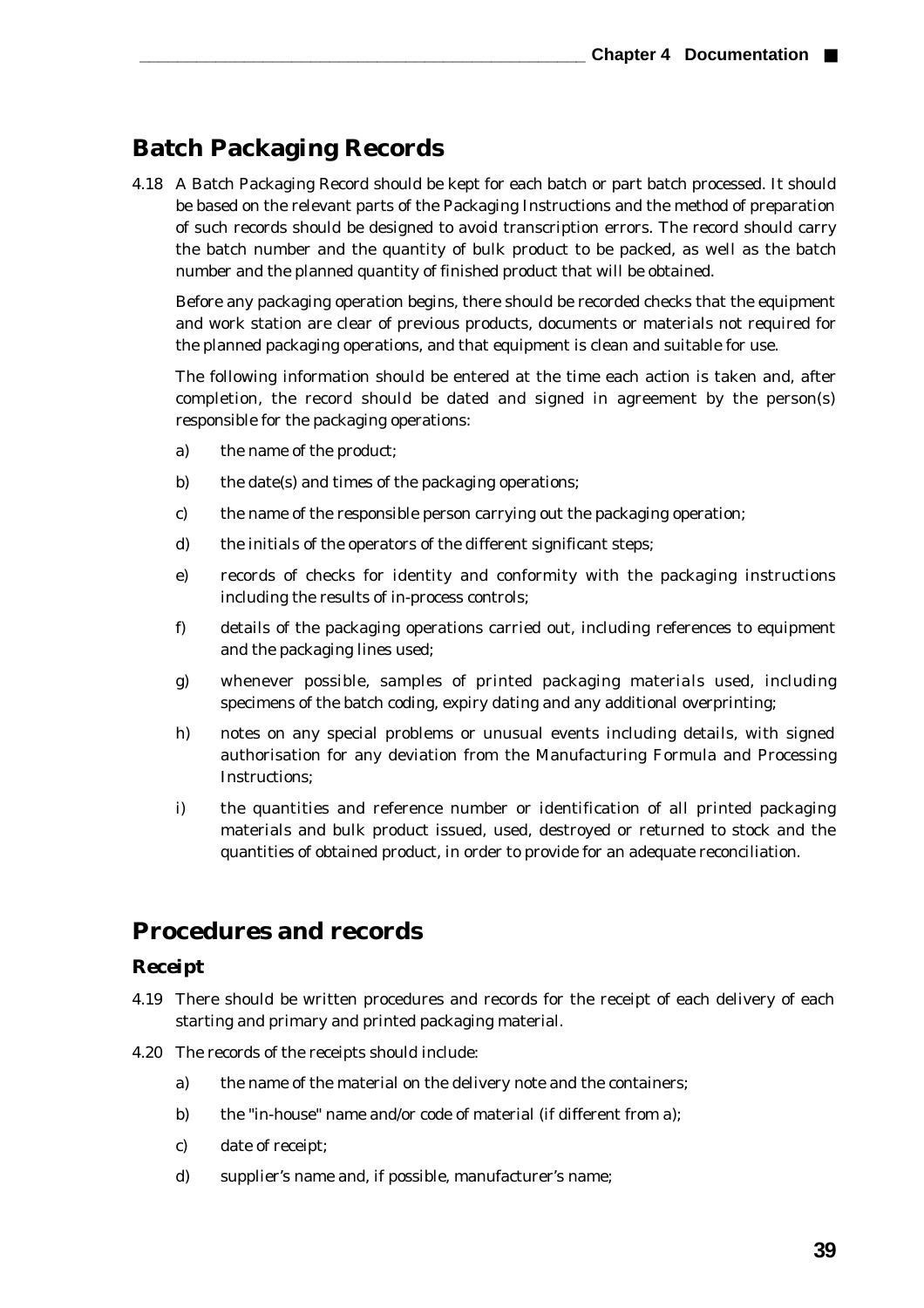## Batch Packaging Records

4.18 A Batch Packaging Record should be kept for each batch or part batch processed. It should be based on the relevant parts of the Packaging Instructions and the method of preparation of such records should be designed to avoid transcription errors. The record should carry the batch number and the quantity of bulk product to be packed, as well as the batch number and the planned quantity of finished product that will be obtained.

Before any packaging operation begins, there should be recorded checks that the equipment and work station are clear of previous products, documents or materials not required for the planned packaging operations, and that equipment is clean and suitable for use.

The following information should be entered at the time each action is taken and, after completion, the record should be dated and signed in agreement by the person(s) responsible for the packaging operations:

a) the name of the product;

b) the date(s) and times of the packaging operations;

c) the name of the responsible person carrying out the packaging operation;

d) the initials of the operators of the different significant steps;

e) records of checks for identity and conformity with the packaging instructions including the results of in-process controls;

f) details of the packaging operations carried out, including references to equipment and the packaging lines used;

g) whenever possible, samples of printed packaging materials used, including specimens of the batch coding, expiry dating and any additional overprinting;

h) notes on any special problems or unusual events including details, with signed authorisation for any deviation from the Manufacturing Formula and Processing Instructions;

i) the quantities and reference number or identification of all printed packaging materials and bulk product issued, used, destroyed or returned to stock and the quantities of obtained product, in order to provide for an adequate reconciliation.

## Procedures and records

### Receipt

4.19 There should be written procedures and records for the receipt of each delivery of each starting and primary and printed packaging material.

4.20 The records of the receipts should include:

a) the name of the material on the delivery note and the containers;

b) the "in-house" name and/or code of material (if different from a);

c) date of receipt;

d) supplier's name and, if possible, manufacturer's name;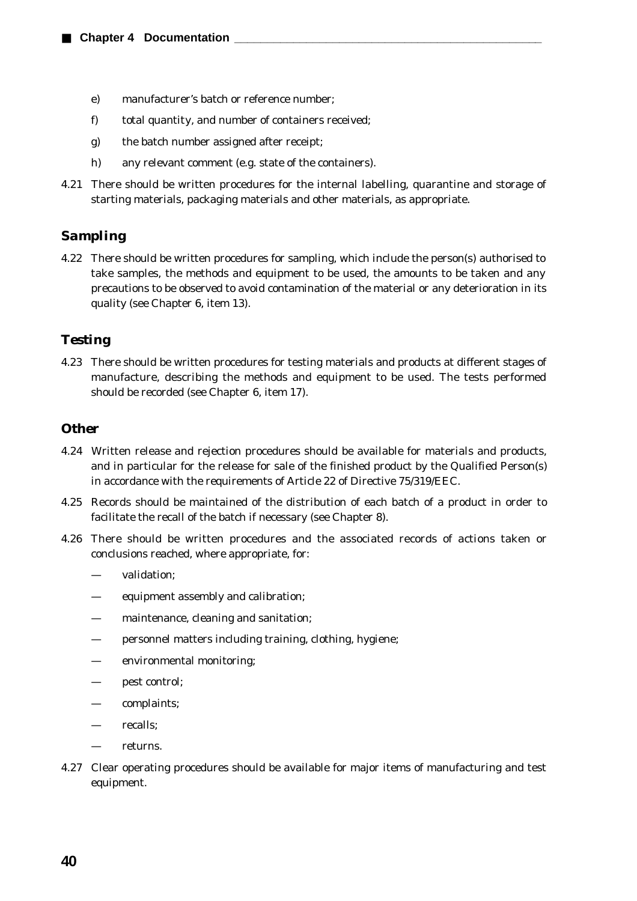e) manufacturer's batch or reference number;

f) total quantity, and number of containers received;

g) the batch number assigned after receipt;

h) any relevant comment (e.g. state of the containers).

4.21 There should be written procedures for the internal labelling, quarantine and storage of starting materials, packaging materials and other materials, as appropriate.

### *Sampling*

4.22 There should be written procedures for sampling, which include the person(s) authorised to take samples, the methods and equipment to be used, the amounts to be taken and any precautions to be observed to avoid contamination of the material or any deterioration in its quality (see Chapter 6, item 13).

### *Testing*

4.23 There should be written procedures for testing materials and products at different stages of manufacture, describing the methods and equipment to be used. The tests performed should be recorded (see Chapter 6, item 17).

### *Other*

4.24 Written release and rejection procedures should be available for materials and products, and in particular for the release for sale of the finished product by the Qualified Person(s) in accordance with the requirements of Article 22 of Directive 75/319/EEC.

4.25 Records should be maintained of the distribution of each batch of a product in order to facilitate the recall of the batch if necessary (see Chapter 8).

4.26 There should be written procedures and the associated records of actions taken or conclusions reached, where appropriate, for:

- validation;
- equipment assembly and calibration;
- maintenance, cleaning and sanitation;
- personnel matters including training, clothing, hygiene;
- environmental monitoring;
- pest control;
- complaints;
- recalls;
- returns.

4.27 Clear operating procedures should be available for major items of manufacturing and test equipment.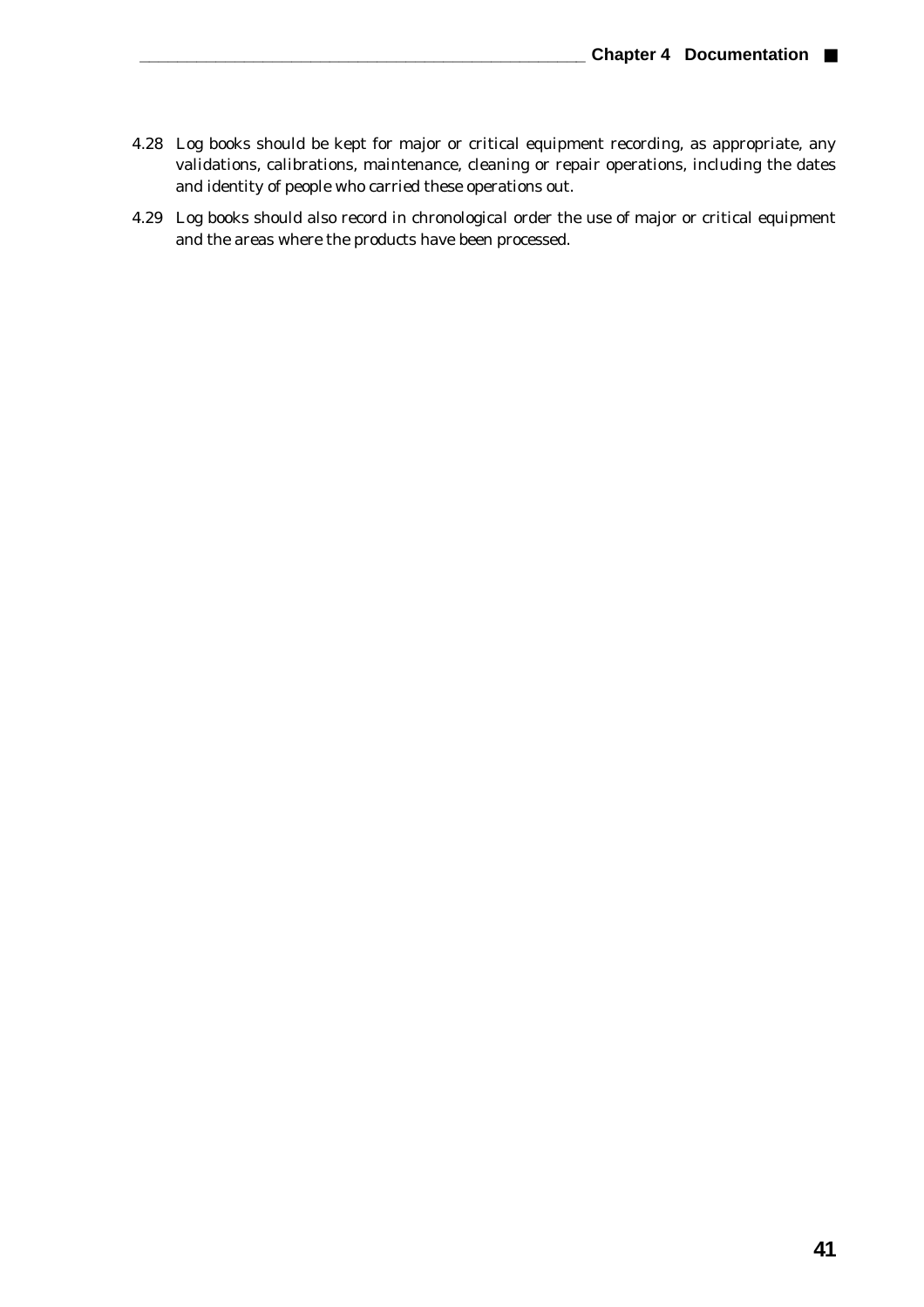4.28 Log books should be kept for major or critical equipment recording, as appropriate, any validations, calibrations, maintenance, cleaning or repair operations, including the dates and identity of people who carried these operations out.

4.29 Log books should also record in chronological order the use of major or critical equipment and the areas where the products have been processed.